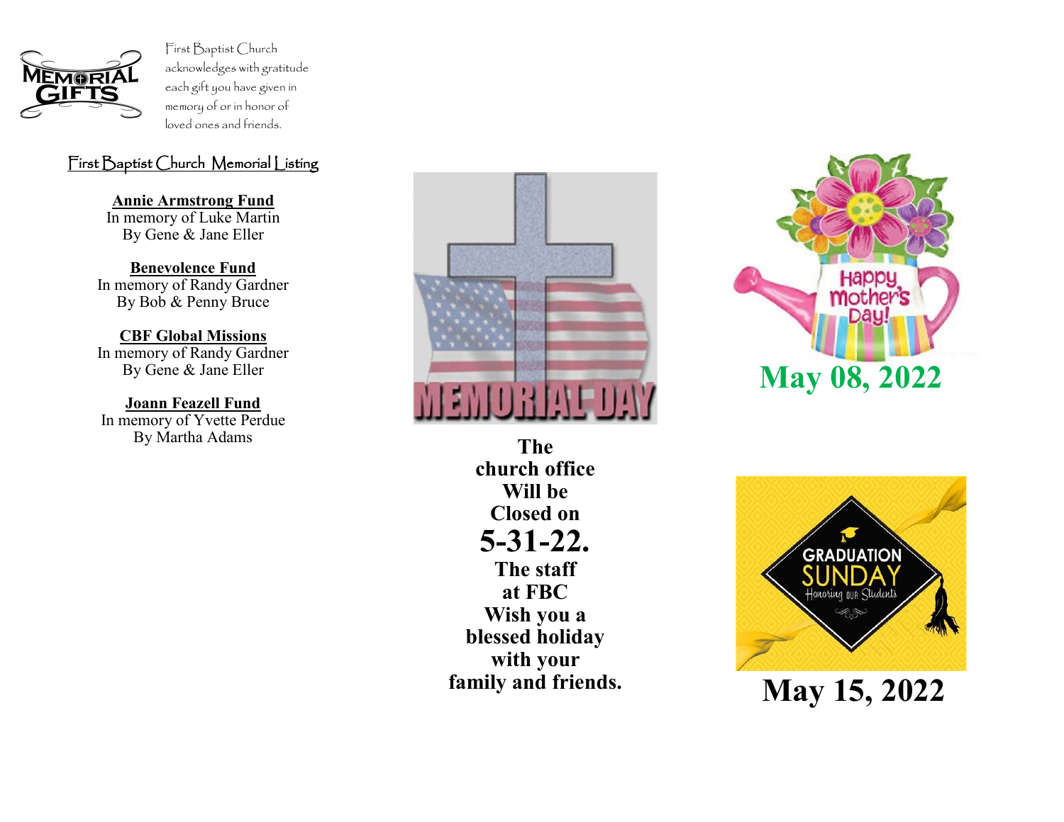First Baptist Church acknowledges with gratitude each gift you have given in memory of or in honor of loved ones and friends.

## First Baptist Church Memorial Listing

**Annie Armstrong Fund**
In memory of Luke Martin
By Gene & Jane Eller

**Benevolence Fund**
In memory of Randy Gardner
By Bob & Penny Bruce

**CBF Global Missions**
In memory of Randy Gardner
By Gene & Jane Eller

**Joann Feazell Fund**
In memory of Yvette Perdue
By Martha Adams

**The church office Will be Closed on**

**5-31-22.**

**The staff at FBC Wish you a blessed holiday with your family and friends.**

**May 08, 2022**

**May 15, 2022**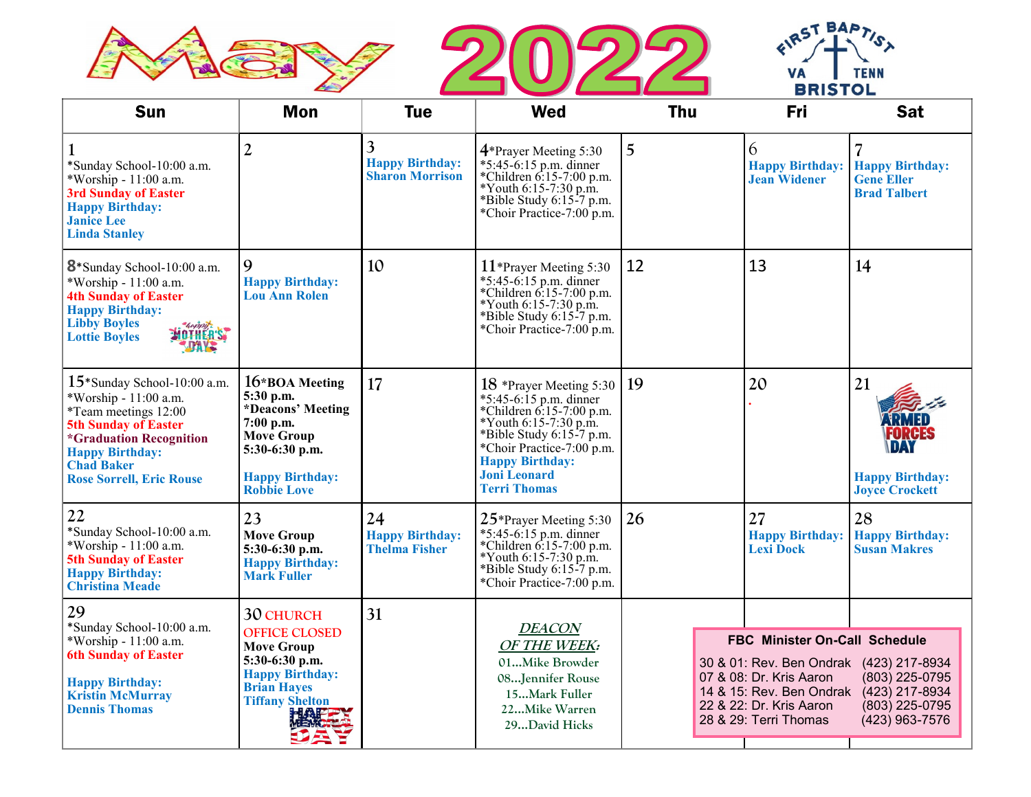# May 2022

FIRST BAPTIST VA TENN BRISTOL

| Sun | Mon | Tue | Wed | Thu | Fri | Sat |
|---|---|---|---|---|---|---|
| 1<br>*Sunday School-10:00 a.m.<br>*Worship - 11:00 a.m.<br>3rd Sunday of Easter<br>Happy Birthday:<br>Janice Lee<br>Linda Stanley | 2 | 3<br>Happy Birthday:<br>Sharon Morrison | 4*Prayer Meeting 5:30<br>*5:45-6:15 p.m. dinner<br>*Children 6:15-7:00 p.m.<br>*Youth 6:15-7:30 p.m.<br>*Bible Study 6:15-7 p.m.<br>*Choir Practice-7:00 p.m. | 5 | 6<br>Happy Birthday:<br>Jean Widener | 7<br>Happy Birthday:<br>Gene Eller<br>Brad Talbert |
| 8*Sunday School-10:00 a.m.<br>*Worship - 11:00 a.m.<br>4th Sunday of Easter<br>Happy Birthday:<br>Libby Boyles<br>Lottie Boyles<br>Happy Mother's Day | 9<br>Happy Birthday:<br>Lou Ann Rolen | 10 | 11*Prayer Meeting 5:30<br>*5:45-6:15 p.m. dinner<br>*Children 6:15-7:00 p.m.<br>*Youth 6:15-7:30 p.m.<br>*Bible Study 6:15-7 p.m.<br>*Choir Practice-7:00 p.m. | 12 | 13 | 14 |
| 15*Sunday School-10:00 a.m.<br>*Worship - 11:00 a.m.<br>*Team meetings 12:00<br>5th Sunday of Easter<br>*Graduation Recognition<br>Happy Birthday:<br>Chad Baker<br>Rose Sorrell, Eric Rouse | 16*BOA Meeting 5:30 p.m.<br>*Deacons' Meeting 7:00 p.m.<br>Move Group 5:30-6:30 p.m.<br>Happy Birthday:<br>Robbie Love | 17 | 18 *Prayer Meeting 5:30<br>*5:45-6:15 p.m. dinner<br>*Children 6:15-7:00 p.m.<br>*Youth 6:15-7:30 p.m.<br>*Bible Study 6:15-7 p.m.<br>*Choir Practice-7:00 p.m.<br>Happy Birthday:<br>Joni Leonard<br>Terri Thomas | 19 | 20 | 21<br>Armed Forces Day<br>Happy Birthday:<br>Joyce Crockett |
| 22<br>*Sunday School-10:00 a.m.<br>*Worship - 11:00 a.m.<br>5th Sunday of Easter<br>Happy Birthday:<br>Christina Meade | 23<br>Move Group 5:30-6:30 p.m.<br>Happy Birthday:<br>Mark Fuller | 24<br>Happy Birthday:<br>Thelma Fisher | 25*Prayer Meeting 5:30<br>*5:45-6:15 p.m. dinner<br>*Children 6:15-7:00 p.m.<br>*Youth 6:15-7:30 p.m.<br>*Bible Study 6:15-7 p.m.<br>*Choir Practice-7:00 p.m. | 26 | 27<br>Happy Birthday:<br>Lexi Dock | 28<br>Happy Birthday:<br>Susan Makres |
| 29<br>*Sunday School-10:00 a.m.<br>*Worship - 11:00 a.m.<br>6th Sunday of Easter<br>Happy Birthday:<br>Kristin McMurray<br>Dennis Thomas | 30 CHURCH OFFICE CLOSED<br>Move Group 5:30-6:30 p.m.<br>Happy Birthday:<br>Brian Hayes<br>Tiffany Shelton<br>Happy Memorial Day | 31 | ***DEACON OF THE WEEK:***<br>01...Mike Browder<br>08...Jennifer Rouse<br>15...Mark Fuller<br>22...Mike Warren<br>29...David Hicks | | | |

**FBC Minister On-Call Schedule**

30 & 01: Rev. Ben Ondrak (423) 217-8934
07 & 08: Dr. Kris Aaron (803) 225-0795
14 & 15: Rev. Ben Ondrak (423) 217-8934
22 & 22: Dr. Kris Aaron (803) 225-0795
28 & 29: Terri Thomas (423) 963-7576